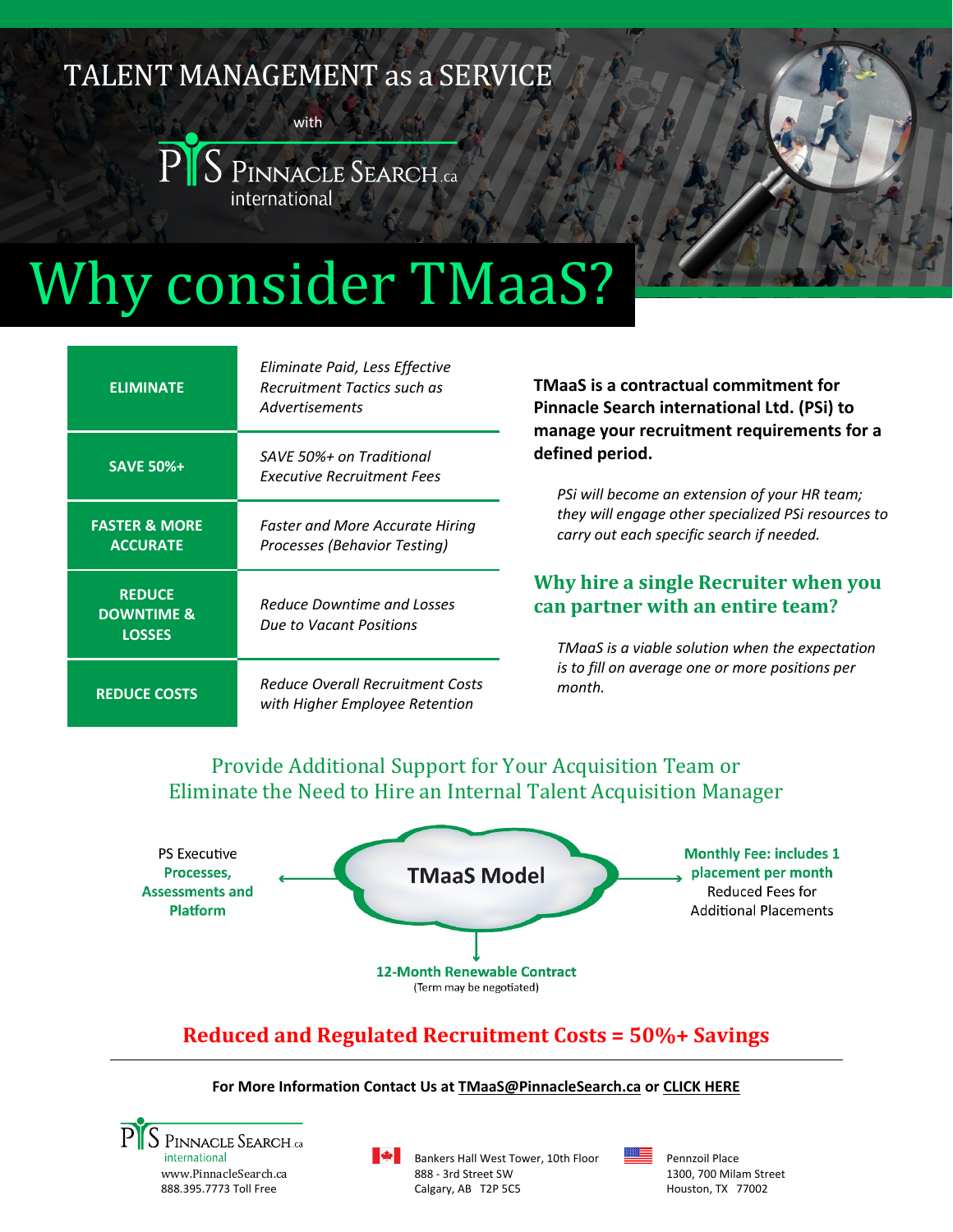TALENT MANAGEMENT as a SERVICE

with

PINNACLE SEARCH.ca international

# Why consider TMaaS?

| | |
|---|---|
| **ELIMINATE** | *Eliminate Paid, Less Effective Recruitment Tactics such as Advertisements* |
| **SAVE 50%+** | *SAVE 50%+ on Traditional Executive Recruitment Fees* |
| **FASTER & MORE ACCURATE** | *Faster and More Accurate Hiring Processes (Behavior Testing)* |
| **REDUCE DOWNTIME & LOSSES** | *Reduce Downtime and Losses Due to Vacant Positions* |
| **REDUCE COSTS** | *Reduce Overall Recruitment Costs with Higher Employee Retention* |

**TMaaS is a contractual commitment for Pinnacle Search international Ltd. (PSi) to manage your recruitment requirements for a defined period.**

*PSi will become an extension of your HR team; they will engage other specialized PSi resources to carry out each specific search if needed.*

## Why hire a single Recruiter when you can partner with an entire team?

*TMaaS is a viable solution when the expectation is to fill on average one or more positions per month.*

## Provide Additional Support for Your Acquisition Team or Eliminate the Need to Hire an Internal Talent Acquisition Manager

**TMaaS Model**

- PS Executive **Processes, Assessments and Platform**
- **Monthly Fee: includes 1 placement per month** Reduced Fees for Additional Placements
- **12-Month Renewable Contract** (Term may be negotiated)

## Reduced and Regulated Recruitment Costs = 50%+ Savings

**For More Information Contact Us at TMaaS@PinnacleSearch.ca or CLICK HERE**

PINNACLE SEARCH.ca international
www.PinnacleSearch.ca
888.395.7773 Toll Free

Bankers Hall West Tower, 10th Floor
888 - 3rd Street SW
Calgary, AB T2P 5C5

Pennzoil Place
1300, 700 Milam Street
Houston, TX 77002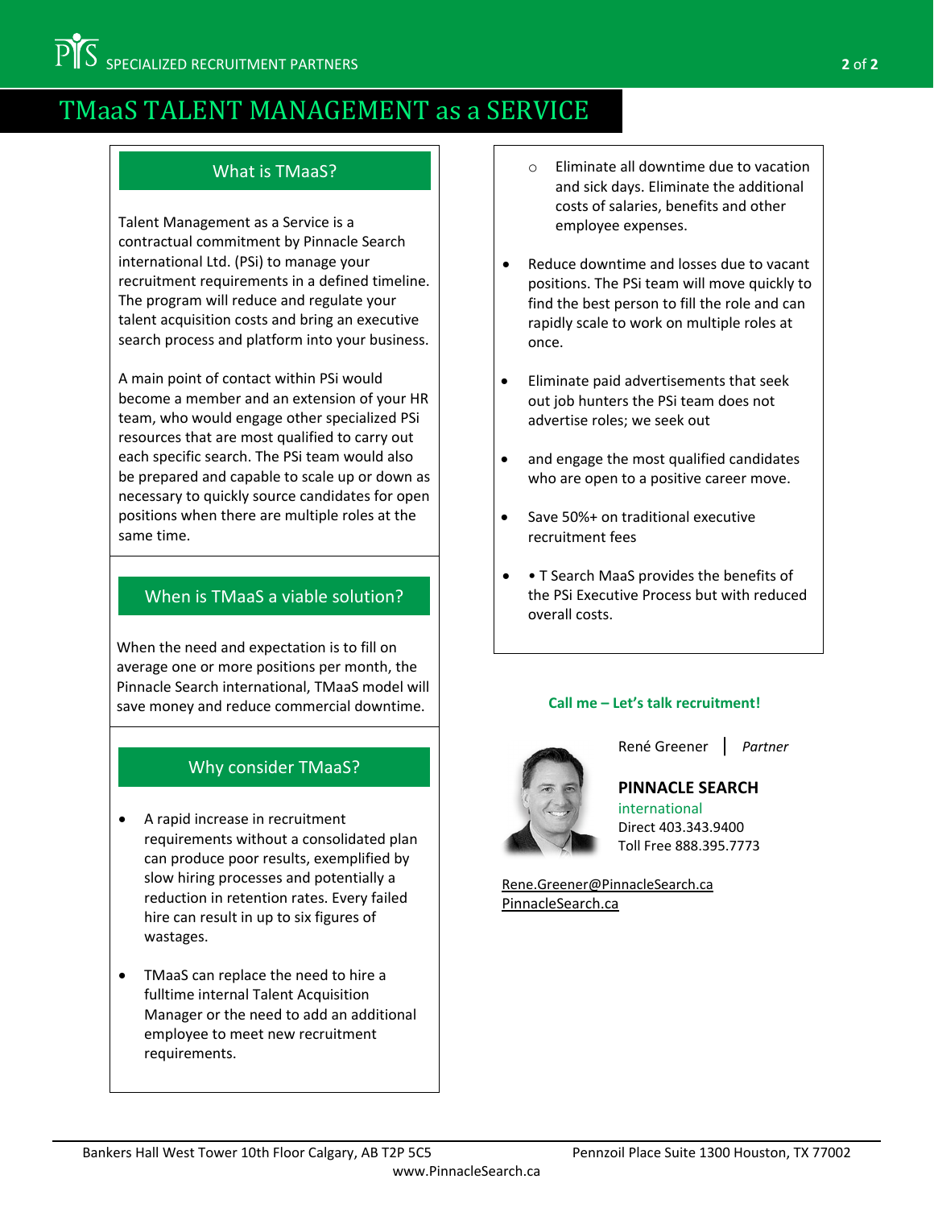# TMaaS TALENT MANAGEMENT as a SERVICE

## What is TMaaS?

Talent Management as a Service is a contractual commitment by Pinnacle Search international Ltd. (PSi) to manage your recruitment requirements in a defined timeline. The program will reduce and regulate your talent acquisition costs and bring an executive search process and platform into your business.

A main point of contact within PSi would become a member and an extension of your HR team, who would engage other specialized PSi resources that are most qualified to carry out each specific search. The PSi team would also be prepared and capable to scale up or down as necessary to quickly source candidates for open positions when there are multiple roles at the same time.

## When is TMaaS a viable solution?

When the need and expectation is to fill on average one or more positions per month, the Pinnacle Search international, TMaaS model will save money and reduce commercial downtime.

## Why consider TMaaS?

- A rapid increase in recruitment requirements without a consolidated plan can produce poor results, exemplified by slow hiring processes and potentially a reduction in retention rates. Every failed hire can result in up to six figures of wastages.
- TMaaS can replace the need to hire a fulltime internal Talent Acquisition Manager or the need to add an additional employee to meet new recruitment requirements.
  - Eliminate all downtime due to vacation and sick days. Eliminate the additional costs of salaries, benefits and other employee expenses.
- Reduce downtime and losses due to vacant positions. The PSi team will move quickly to find the best person to fill the role and can rapidly scale to work on multiple roles at once.
- Eliminate paid advertisements that seek out job hunters the PSi team does not advertise roles; we seek out
- and engage the most qualified candidates who are open to a positive career move.
- Save 50%+ on traditional executive recruitment fees
- • T Search MaaS provides the benefits of the PSi Executive Process but with reduced overall costs.

**Call me – Let's talk recruitment!**

René Greener | *Partner*

**PINNACLE SEARCH**
international
Direct 403.343.9400
Toll Free 888.395.7773

Rene.Greener@PinnacleSearch.ca
PinnacleSearch.ca

Bankers Hall West Tower 10th Floor Calgary, AB T2P 5C5 | Pennzoil Place Suite 1300 Houston, TX 77002
www.PinnacleSearch.ca